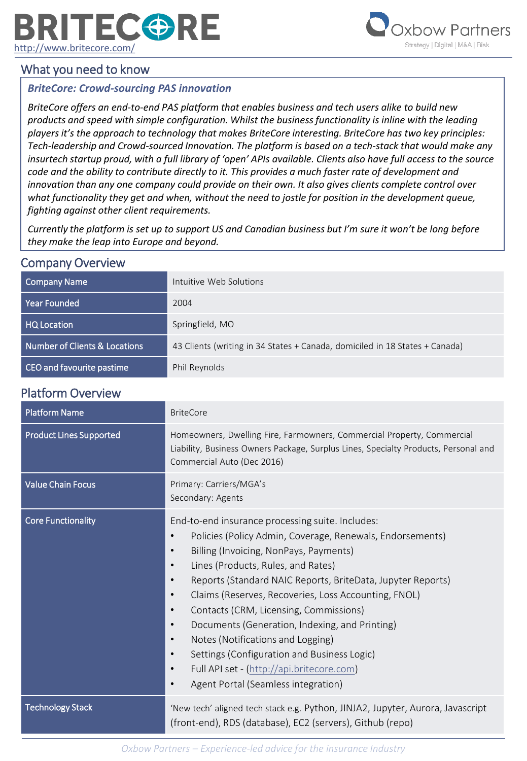# BRITECORE

http://www.britecore.com/

Oxbow Partners
Strategy | Digital | M&A | Risk

## What you need to know

***BriteCore: Crowd-sourcing PAS innovation***

*BriteCore offers an end-to-end PAS platform that enables business and tech users alike to build new products and speed with simple configuration. Whilst the business functionality is inline with the leading players it's the approach to technology that makes BriteCore interesting. BriteCore has two key principles: Tech-leadership and Crowd-sourced Innovation. The platform is based on a tech-stack that would make any insurtech startup proud, with a full library of 'open' APIs available. Clients also have full access to the source code and the ability to contribute directly to it. This provides a much faster rate of development and innovation than any one company could provide on their own. It also gives clients complete control over what functionality they get and when, without the need to jostle for position in the development queue, fighting against other client requirements.*

*Currently the platform is set up to support US and Canadian business but I'm sure it won't be long before they make the leap into Europe and beyond.*

## Company Overview

| | |
|---|---|
| Company Name | Intuitive Web Solutions |
| Year Founded | 2004 |
| HQ Location | Springfield, MO |
| Number of Clients & Locations | 43 Clients (writing in 34 States + Canada, domiciled in 18 States + Canada) |
| CEO and favourite pastime | Phil Reynolds |

## Platform Overview

| | |
|---|---|
| Platform Name | BriteCore |
| Product Lines Supported | Homeowners, Dwelling Fire, Farmowners, Commercial Property, Commercial Liability, Business Owners Package, Surplus Lines, Specialty Products, Personal and Commercial Auto (Dec 2016) |
| Value Chain Focus | Primary: Carriers/MGA's<br>Secondary: Agents |
| Core Functionality | End-to-end insurance processing suite. Includes:<br>• Policies (Policy Admin, Coverage, Renewals, Endorsements)<br>• Billing (Invoicing, NonPays, Payments)<br>• Lines (Products, Rules, and Rates)<br>• Reports (Standard NAIC Reports, BriteData, Jupyter Reports)<br>• Claims (Reserves, Recoveries, Loss Accounting, FNOL)<br>• Contacts (CRM, Licensing, Commissions)<br>• Documents (Generation, Indexing, and Printing)<br>• Notes (Notifications and Logging)<br>• Settings (Configuration and Business Logic)<br>• Full API set - (http://api.britecore.com)<br>• Agent Portal (Seamless integration) |
| Technology Stack | 'New tech' aligned tech stack e.g. Python, JINJA2, Jupyter, Aurora, Javascript (front-end), RDS (database), EC2 (servers), Github (repo) |

*Oxbow Partners – Experience-led advice for the insurance Industry*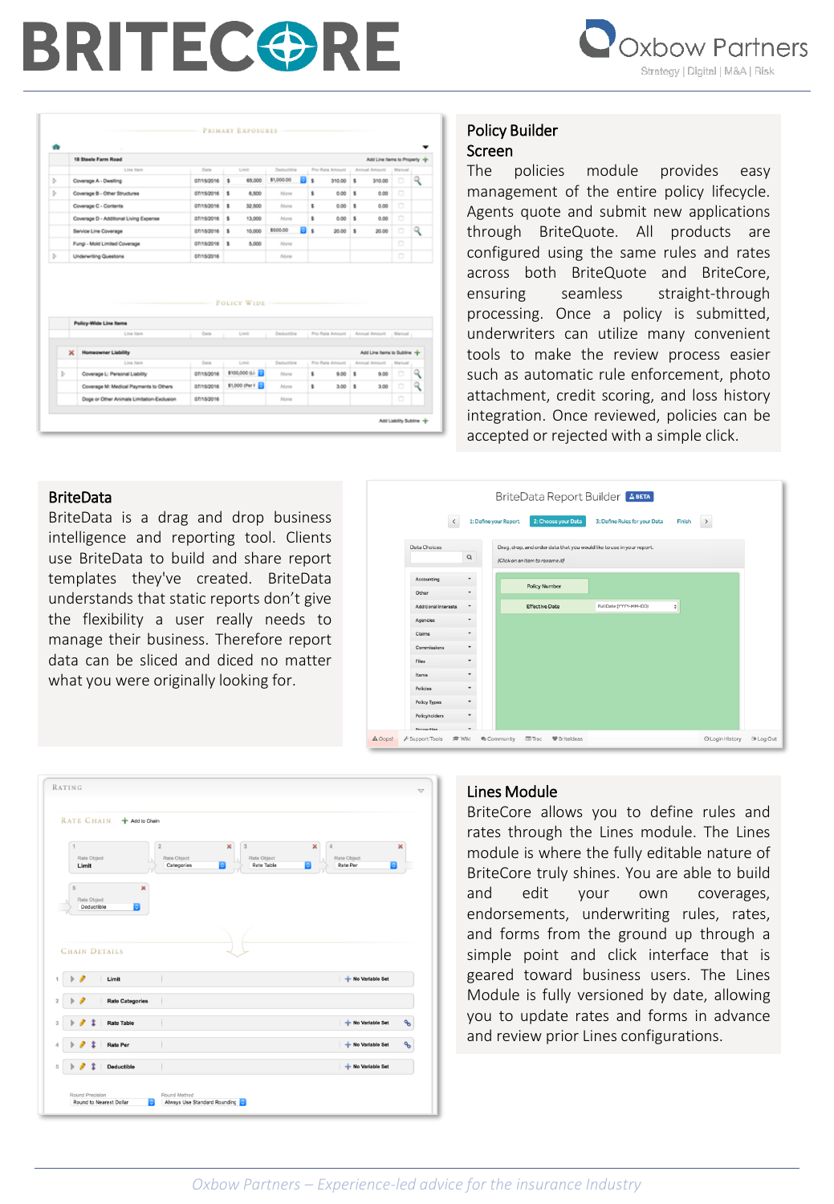BRITECORE

Oxbow Partners
Strategy | Digital | M&A | Risk

## Policy Builder Screen

The policies module provides easy management of the entire policy lifecycle. Agents quote and submit new applications through BriteQuote. All products are configured using the same rules and rates across both BriteQuote and BriteCore, ensuring seamless straight-through processing. Once a policy is submitted, underwriters can utilize many convenient tools to make the review process easier such as automatic rule enforcement, photo attachment, credit scoring, and loss history integration. Once reviewed, policies can be accepted or rejected with a simple click.

## BriteData

BriteData is a drag and drop business intelligence and reporting tool. Clients use BriteData to build and share report templates they've created. BriteData understands that static reports don't give the flexibility a user really needs to manage their business. Therefore report data can be sliced and diced no matter what you were originally looking for.

## Lines Module

BriteCore allows you to define rules and rates through the Lines module. The Lines module is where the fully editable nature of BriteCore truly shines. You are able to build and edit your own coverages, endorsements, underwriting rules, rates, and forms from the ground up through a simple point and click interface that is geared toward business users. The Lines Module is fully versioned by date, allowing you to update rates and forms in advance and review prior Lines configurations.